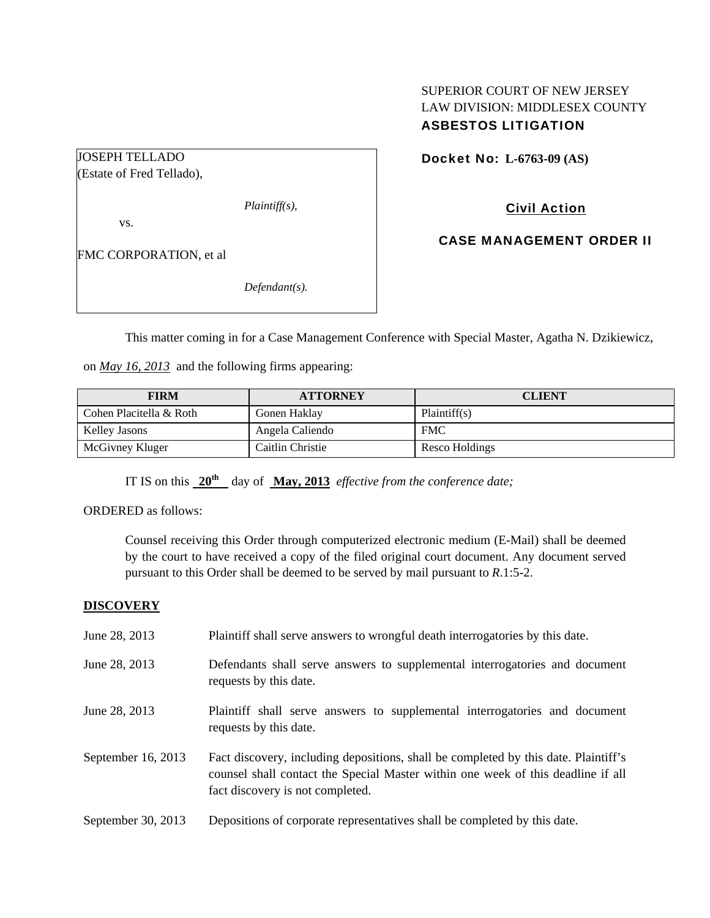SUPERIOR COURT OF NEW JERSEY
LAW DIVISION: MIDDLESEX COUNTY
**ASBESTOS LITIGATION**

JOSEPH TELLADO
(Estate of Fred Tellado),

*Plaintiff(s),*

vs.

FMC CORPORATION, et al

*Defendant(s).*

**Docket No: L-6763-09 (AS)**

**Civil Action**

**CASE MANAGEMENT ORDER II**

This matter coming in for a Case Management Conference with Special Master, Agatha N. Dzikiewicz, on *May 16, 2013* and the following firms appearing:

| FIRM | ATTORNEY | CLIENT |
|---|---|---|
| Cohen Placitella & Roth | Gonen Haklay | Plaintiff(s) |
| Kelley Jasons | Angela Caliendo | FMC |
| McGivney Kluger | Caitlin Christie | Resco Holdings |

IT IS on this **20th** day of **May, 2013** *effective from the conference date;*

ORDERED as follows:

Counsel receiving this Order through computerized electronic medium (E-Mail) shall be deemed by the court to have received a copy of the filed original court document. Any document served pursuant to this Order shall be deemed to be served by mail pursuant to *R*.1:5-2.

## DISCOVERY

| | |
|---|---|
| June 28, 2013 | Plaintiff shall serve answers to wrongful death interrogatories by this date. |
| June 28, 2013 | Defendants shall serve answers to supplemental interrogatories and document requests by this date. |
| June 28, 2013 | Plaintiff shall serve answers to supplemental interrogatories and document requests by this date. |
| September 16, 2013 | Fact discovery, including depositions, shall be completed by this date. Plaintiff's counsel shall contact the Special Master within one week of this deadline if all fact discovery is not completed. |
| September 30, 2013 | Depositions of corporate representatives shall be completed by this date. |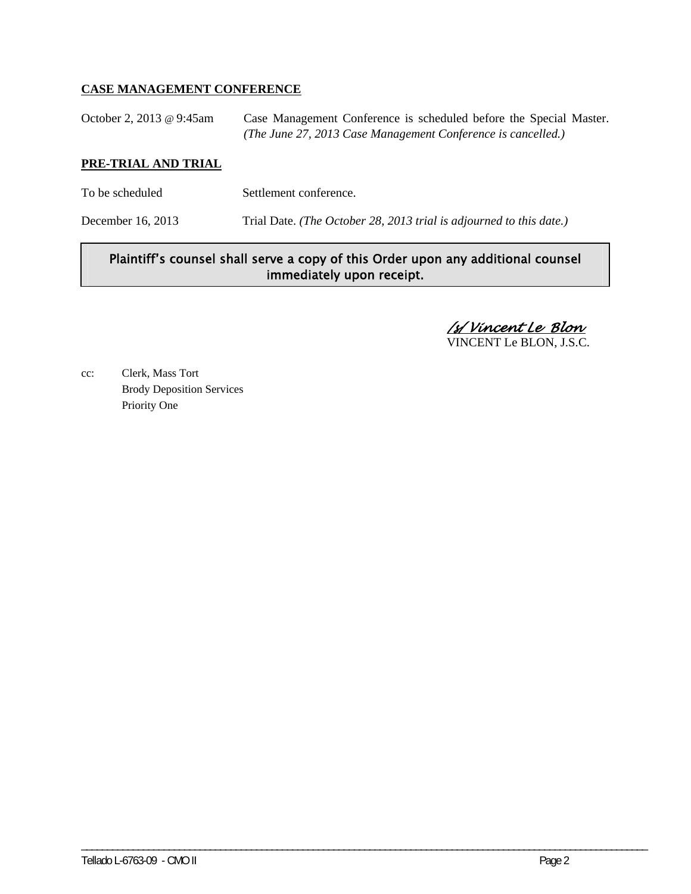**CASE MANAGEMENT CONFERENCE**

| | |
|---|---|
| October 2, 2013 @ 9:45am | Case Management Conference is scheduled before the Special Master. *(The June 27, 2013 Case Management Conference is cancelled.)* |

**PRE-TRIAL AND TRIAL**

| | |
|---|---|
| To be scheduled | Settlement conference. |
| December 16, 2013 | Trial Date. *(The October 28, 2013 trial is adjourned to this date.)* |

**Plaintiff's counsel shall serve a copy of this Order upon any additional counsel immediately upon receipt.**

*/s/ Vincent Le Blon*
VINCENT Le BLON, J.S.C.

cc: Clerk, Mass Tort
Brody Deposition Services
Priority One